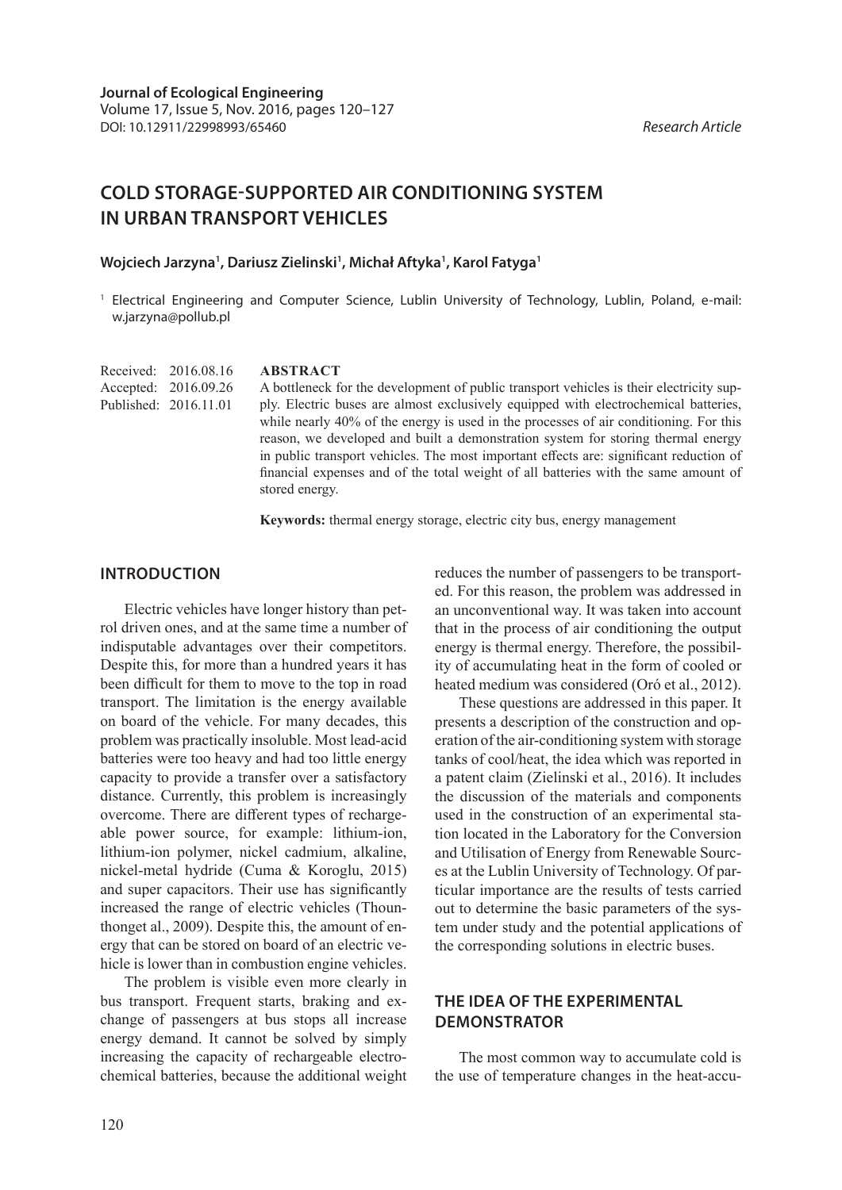**Journal of Ecological Engineering**
Volume 17, Issue 5, Nov. 2016, pages 120–127
DOI: 10.12911/22998993/65460

*Research Article*

# COLD STORAGE-SUPPORTED AIR CONDITIONING SYSTEM IN URBAN TRANSPORT VEHICLES

**Wojciech Jarzyna[1], Dariusz Zielinski[1], Michał Aftyka[1], Karol Fatyga[1]**

[1] Electrical Engineering and Computer Science, Lublin University of Technology, Lublin, Poland, e-mail: w.jarzyna@pollub.pl

Received: 2016.08.16
Accepted: 2016.09.26
Published: 2016.11.01

**ABSTRACT**

A bottleneck for the development of public transport vehicles is their electricity supply. Electric buses are almost exclusively equipped with electrochemical batteries, while nearly 40% of the energy is used in the processes of air conditioning. For this reason, we developed and built a demonstration system for storing thermal energy in public transport vehicles. The most important effects are: significant reduction of financial expenses and of the total weight of all batteries with the same amount of stored energy.

**Keywords:** thermal energy storage, electric city bus, energy management

## INTRODUCTION

Electric vehicles have longer history than petrol driven ones, and at the same time a number of indisputable advantages over their competitors. Despite this, for more than a hundred years it has been difficult for them to move to the top in road transport. The limitation is the energy available on board of the vehicle. For many decades, this problem was practically insoluble. Most lead-acid batteries were too heavy and had too little energy capacity to provide a transfer over a satisfactory distance. Currently, this problem is increasingly overcome. There are different types of rechargeable power source, for example: lithium-ion, lithium-ion polymer, nickel cadmium, alkaline, nickel-metal hydride (Cuma & Koroglu, 2015) and super capacitors. Their use has significantly increased the range of electric vehicles (Thounthonget al., 2009). Despite this, the amount of energy that can be stored on board of an electric vehicle is lower than in combustion engine vehicles.

The problem is visible even more clearly in bus transport. Frequent starts, braking and exchange of passengers at bus stops all increase energy demand. It cannot be solved by simply increasing the capacity of rechargeable electrochemical batteries, because the additional weight reduces the number of passengers to be transported. For this reason, the problem was addressed in an unconventional way. It was taken into account that in the process of air conditioning the output energy is thermal energy. Therefore, the possibility of accumulating heat in the form of cooled or heated medium was considered (Oró et al., 2012).

These questions are addressed in this paper. It presents a description of the construction and operation of the air-conditioning system with storage tanks of cool/heat, the idea which was reported in a patent claim (Zielinski et al., 2016). It includes the discussion of the materials and components used in the construction of an experimental station located in the Laboratory for the Conversion and Utilisation of Energy from Renewable Sources at the Lublin University of Technology. Of particular importance are the results of tests carried out to determine the basic parameters of the system under study and the potential applications of the corresponding solutions in electric buses.

## THE IDEA OF THE EXPERIMENTAL DEMONSTRATOR

The most common way to accumulate cold is the use of temperature changes in the heat-accu-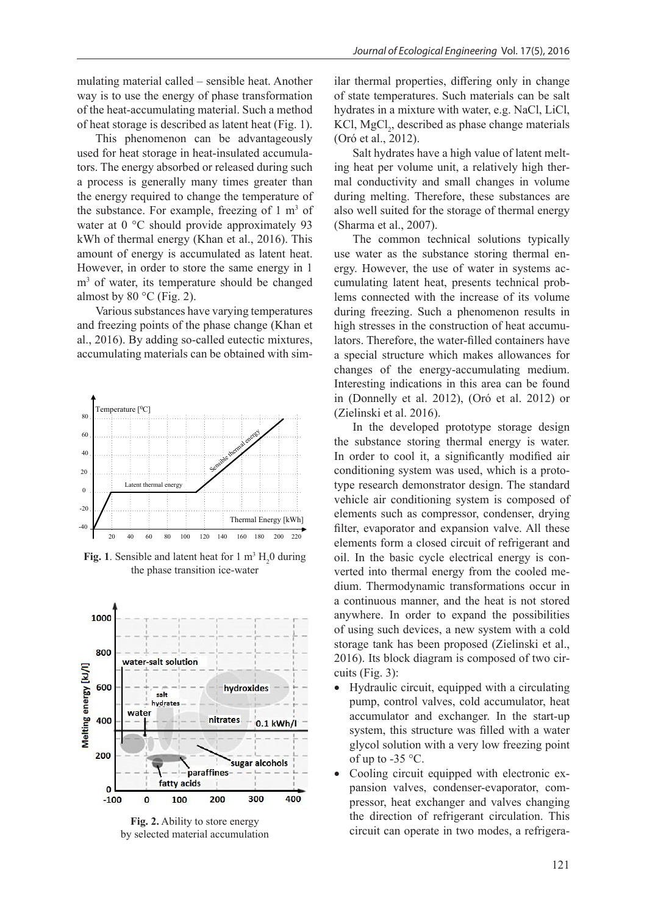mulating material called – sensible heat. Another way is to use the energy of phase transformation of the heat-accumulating material. Such a method of heat storage is described as latent heat (Fig. 1).

This phenomenon can be advantageously used for heat storage in heat-insulated accumulators. The energy absorbed or released during such a process is generally many times greater than the energy required to change the temperature of the substance. For example, freezing of 1 $m^3$ of water at 0 °C should provide approximately 93 kWh of thermal energy (Khan et al., 2016). This amount of energy is accumulated as latent heat. However, in order to store the same energy in 1 $m^3$ of water, its temperature should be changed almost by 80 °C (Fig. 2).

Various substances have varying temperatures and freezing points of the phase change (Khan et al., 2016). By adding so-called eutectic mixtures, accumulating materials can be obtained with similar thermal properties, differing only in change of state temperatures. Such materials can be salt hydrates in a mixture with water, e.g. NaCl, LiCl, KCl, $MgCl_2$, described as phase change materials (Oró et al., 2012).

**Fig. 1**. Sensible and latent heat for 1 $m^3$ $H_20$ during the phase transition ice-water

**Fig. 2.** Ability to store energy by selected material accumulation

Salt hydrates have a high value of latent melting heat per volume unit, a relatively high thermal conductivity and small changes in volume during melting. Therefore, these substances are also well suited for the storage of thermal energy (Sharma et al., 2007).

The common technical solutions typically use water as the substance storing thermal energy. However, the use of water in systems accumulating latent heat, presents technical problems connected with the increase of its volume during freezing. Such a phenomenon results in high stresses in the construction of heat accumulators. Therefore, the water-filled containers have a special structure which makes allowances for changes of the energy-accumulating medium. Interesting indications in this area can be found in (Donnelly et al. 2012), (Oró et al. 2012) or (Zielinski et al. 2016).

In the developed prototype storage design the substance storing thermal energy is water. In order to cool it, a significantly modified air conditioning system was used, which is a prototype research demonstrator design. The standard vehicle air conditioning system is composed of elements such as compressor, condenser, drying filter, evaporator and expansion valve. All these elements form a closed circuit of refrigerant and oil. In the basic cycle electrical energy is converted into thermal energy from the cooled medium. Thermodynamic transformations occur in a continuous manner, and the heat is not stored anywhere. In order to expand the possibilities of using such devices, a new system with a cold storage tank has been proposed (Zielinski et al., 2016). Its block diagram is composed of two circuits (Fig. 3):

- Hydraulic circuit, equipped with a circulating pump, control valves, cold accumulator, heat accumulator and exchanger. In the start-up system, this structure was filled with a water glycol solution with a very low freezing point of up to -35 °C.
- Cooling circuit equipped with electronic expansion valves, condenser-evaporator, compressor, heat exchanger and valves changing the direction of refrigerant circulation. This circuit can operate in two modes, a refrigera-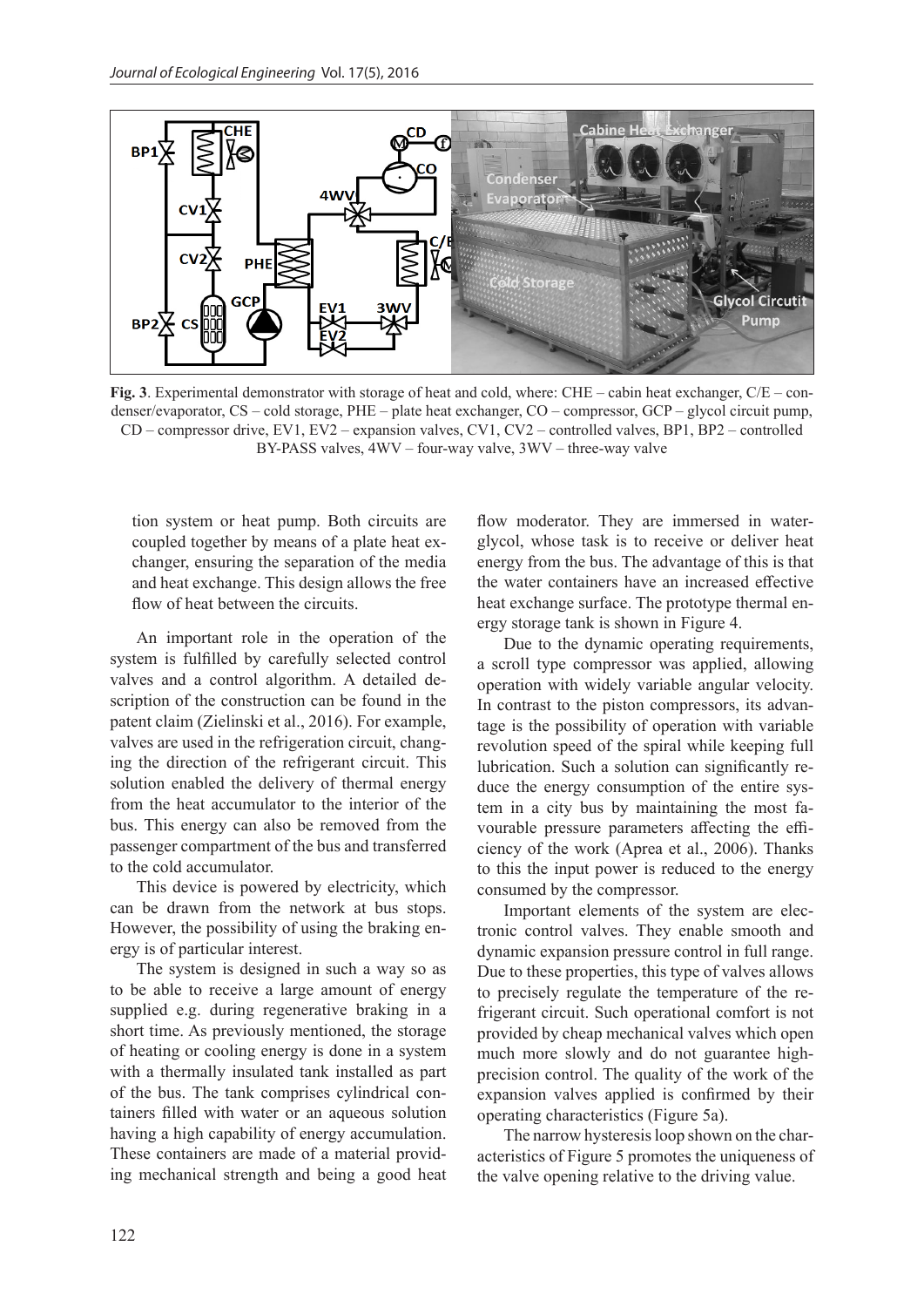**Fig. 3**. Experimental demonstrator with storage of heat and cold, where: CHE – cabin heat exchanger, C/E – condenser/evaporator, CS – cold storage, PHE – plate heat exchanger, CO – compressor, GCP – glycol circuit pump, CD – compressor drive, EV1, EV2 – expansion valves, CV1, CV2 – controlled valves, BP1, BP2 – controlled BY-PASS valves, 4WV – four-way valve, 3WV – three-way valve

tion system or heat pump. Both circuits are coupled together by means of a plate heat exchanger, ensuring the separation of the media and heat exchange. This design allows the free flow of heat between the circuits.

An important role in the operation of the system is fulfilled by carefully selected control valves and a control algorithm. A detailed description of the construction can be found in the patent claim (Zielinski et al., 2016). For example, valves are used in the refrigeration circuit, changing the direction of the refrigerant circuit. This solution enabled the delivery of thermal energy from the heat accumulator to the interior of the bus. This energy can also be removed from the passenger compartment of the bus and transferred to the cold accumulator.

This device is powered by electricity, which can be drawn from the network at bus stops. However, the possibility of using the braking energy is of particular interest.

The system is designed in such a way so as to be able to receive a large amount of energy supplied e.g. during regenerative braking in a short time. As previously mentioned, the storage of heating or cooling energy is done in a system with a thermally insulated tank installed as part of the bus. The tank comprises cylindrical containers filled with water or an aqueous solution having a high capability of energy accumulation. These containers are made of a material providing mechanical strength and being a good heat flow moderator. They are immersed in water-glycol, whose task is to receive or deliver heat energy from the bus. The advantage of this is that the water containers have an increased effective heat exchange surface. The prototype thermal energy storage tank is shown in Figure 4.

Due to the dynamic operating requirements, a scroll type compressor was applied, allowing operation with widely variable angular velocity. In contrast to the piston compressors, its advantage is the possibility of operation with variable revolution speed of the spiral while keeping full lubrication. Such a solution can significantly reduce the energy consumption of the entire system in a city bus by maintaining the most favourable pressure parameters affecting the efficiency of the work (Aprea et al., 2006). Thanks to this the input power is reduced to the energy consumed by the compressor.

Important elements of the system are electronic control valves. They enable smooth and dynamic expansion pressure control in full range. Due to these properties, this type of valves allows to precisely regulate the temperature of the refrigerant circuit. Such operational comfort is not provided by cheap mechanical valves which open much more slowly and do not guarantee high-precision control. The quality of the work of the expansion valves applied is confirmed by their operating characteristics (Figure 5a).

The narrow hysteresis loop shown on the characteristics of Figure 5 promotes the uniqueness of the valve opening relative to the driving value.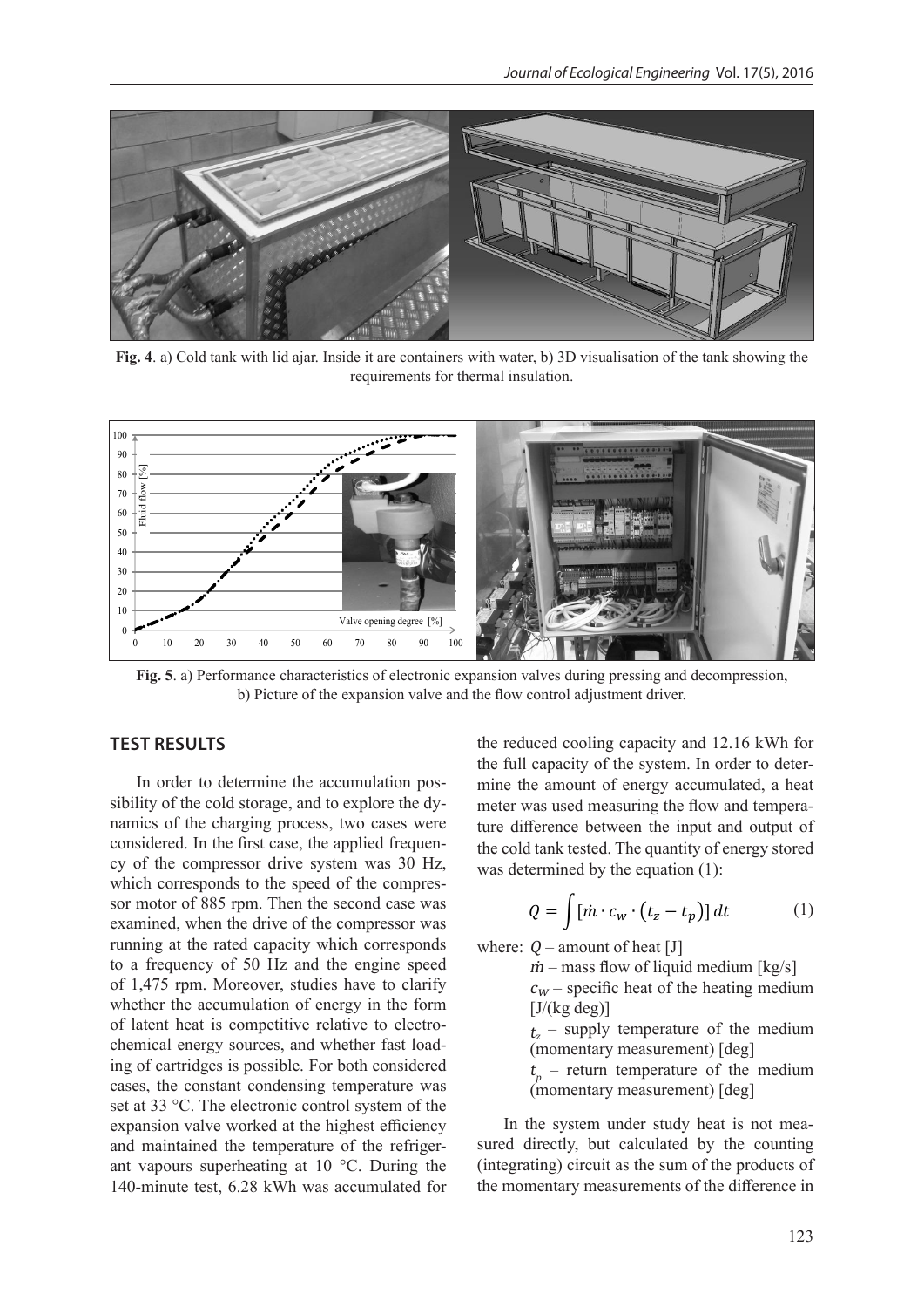**Fig. 4**. a) Cold tank with lid ajar. Inside it are containers with water, b) 3D visualisation of the tank showing the requirements for thermal insulation.

**Fig. 5**. a) Performance characteristics of electronic expansion valves during pressing and decompression, b) Picture of the expansion valve and the flow control adjustment driver.

## TEST RESULTS

In order to determine the accumulation possibility of the cold storage, and to explore the dynamics of the charging process, two cases were considered. In the first case, the applied frequency of the compressor drive system was 30 Hz, which corresponds to the speed of the compressor motor of 885 rpm. Then the second case was examined, when the drive of the compressor was running at the rated capacity which corresponds to a frequency of 50 Hz and the engine speed of 1,475 rpm. Moreover, studies have to clarify whether the accumulation of energy in the form of latent heat is competitive relative to electrochemical energy sources, and whether fast loading of cartridges is possible. For both considered cases, the constant condensing temperature was set at 33 °C. The electronic control system of the expansion valve worked at the highest efficiency and maintained the temperature of the refrigerant vapours superheating at 10 °C. During the 140-minute test, 6.28 kWh was accumulated for the reduced cooling capacity and 12.16 kWh for the full capacity of the system. In order to determine the amount of energy accumulated, a heat meter was used measuring the flow and temperature difference between the input and output of the cold tank tested. The quantity of energy stored was determined by the equation (1):

$$Q = \int [\dot{m} \cdot c_w \cdot (t_z - t_p)]\, dt \qquad (1)$$

where: $Q$ – amount of heat [J]

$\dot{m}$ – mass flow of liquid medium [kg/s]

$c_W$ – specific heat of the heating medium [J/(kg deg)]

$t_z$ – supply temperature of the medium (momentary measurement) [deg]

$t_p$ – return temperature of the medium (momentary measurement) [deg]

In the system under study heat is not measured directly, but calculated by the counting (integrating) circuit as the sum of the products of the momentary measurements of the difference in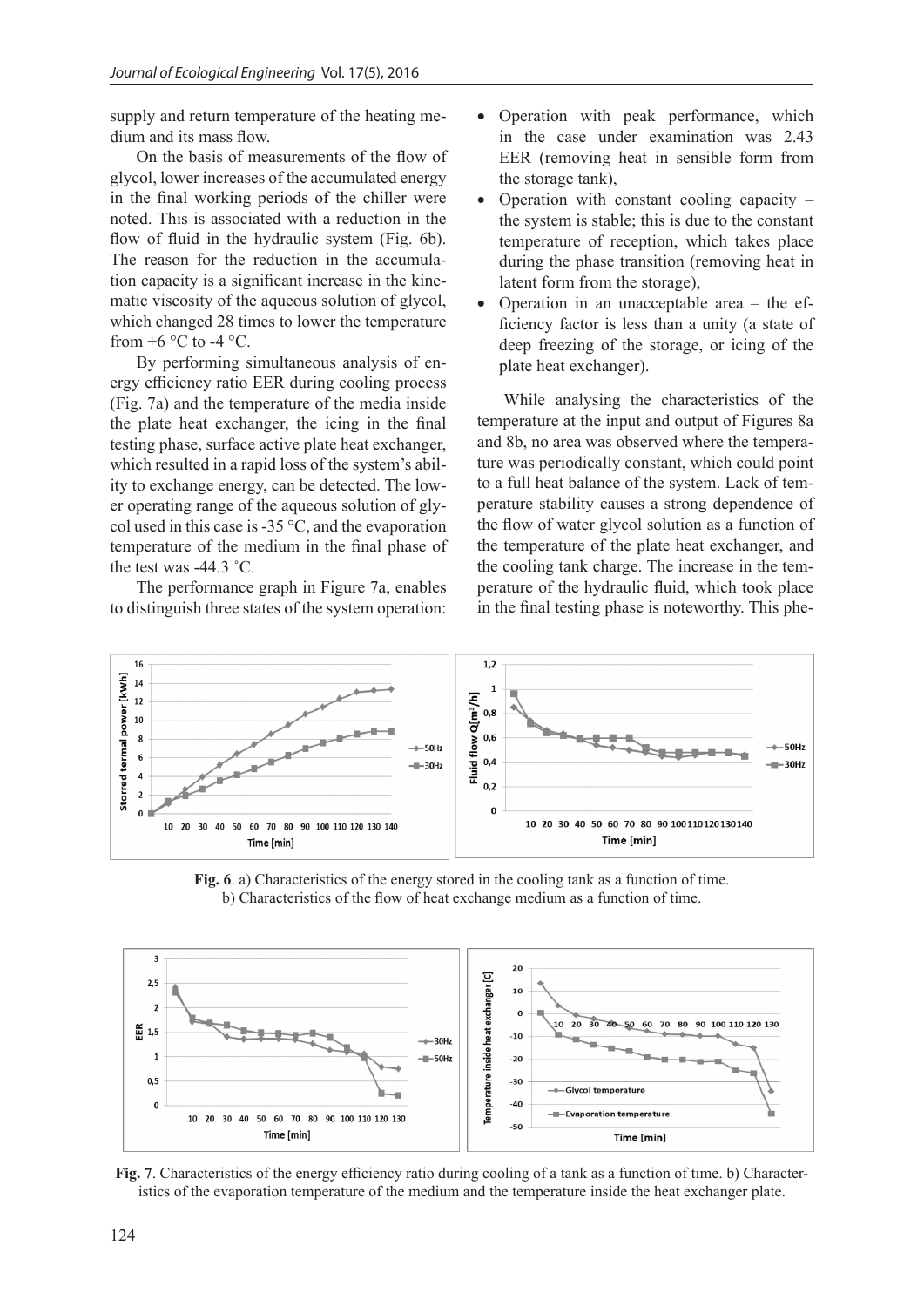supply and return temperature of the heating medium and its mass flow.

On the basis of measurements of the flow of glycol, lower increases of the accumulated energy in the final working periods of the chiller were noted. This is associated with a reduction in the flow of fluid in the hydraulic system (Fig. 6b). The reason for the reduction in the accumulation capacity is a significant increase in the kinematic viscosity of the aqueous solution of glycol, which changed 28 times to lower the temperature from +6 °C to -4 °C.

By performing simultaneous analysis of energy efficiency ratio EER during cooling process (Fig. 7a) and the temperature of the media inside the plate heat exchanger, the icing in the final testing phase, surface active plate heat exchanger, which resulted in a rapid loss of the system's ability to exchange energy, can be detected. The lower operating range of the aqueous solution of glycol used in this case is -35 °C, and the evaporation temperature of the medium in the final phase of the test was -44.3 ˚C.

The performance graph in Figure 7a, enables to distinguish three states of the system operation:

- Operation with peak performance, which in the case under examination was 2.43 EER (removing heat in sensible form from the storage tank),
- Operation with constant cooling capacity – the system is stable; this is due to the constant temperature of reception, which takes place during the phase transition (removing heat in latent form from the storage),
- Operation in an unacceptable area – the efficiency factor is less than a unity (a state of deep freezing of the storage, or icing of the plate heat exchanger).

While analysing the characteristics of the temperature at the input and output of Figures 8a and 8b, no area was observed where the temperature was periodically constant, which could point to a full heat balance of the system. Lack of temperature stability causes a strong dependence of the flow of water glycol solution as a function of the temperature of the plate heat exchanger, and the cooling tank charge. The increase in the temperature of the hydraulic fluid, which took place in the final testing phase is noteworthy. This phe-

**Fig. 6**. a) Characteristics of the energy stored in the cooling tank as a function of time. b) Characteristics of the flow of heat exchange medium as a function of time.

**Fig. 7**. Characteristics of the energy efficiency ratio during cooling of a tank as a function of time. b) Characteristics of the evaporation temperature of the medium and the temperature inside the heat exchanger plate.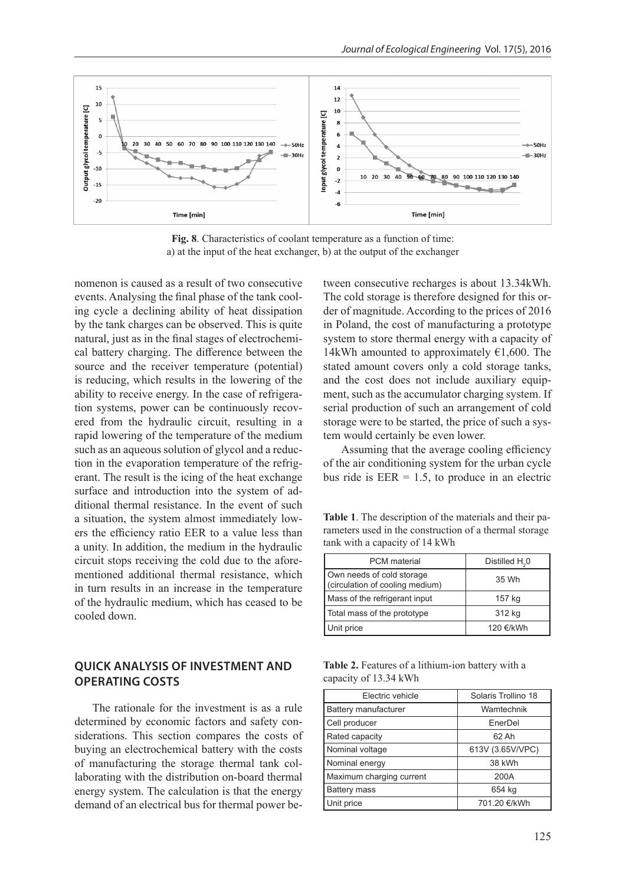**Fig. 8**. Characteristics of coolant temperature as a function of time: a) at the input of the heat exchanger, b) at the output of the exchanger

nomenon is caused as a result of two consecutive events. Analysing the final phase of the tank cooling cycle a declining ability of heat dissipation by the tank charges can be observed. This is quite natural, just as in the final stages of electrochemical battery charging. The difference between the source and the receiver temperature (potential) is reducing, which results in the lowering of the ability to receive energy. In the case of refrigeration systems, power can be continuously recovered from the hydraulic circuit, resulting in a rapid lowering of the temperature of the medium such as an aqueous solution of glycol and a reduction in the evaporation temperature of the refrigerant. The result is the icing of the heat exchange surface and introduction into the system of additional thermal resistance. In the event of such a situation, the system almost immediately lowers the efficiency ratio EER to a value less than a unity. In addition, the medium in the hydraulic circuit stops receiving the cold due to the aforementioned additional thermal resistance, which in turn results in an increase in the temperature of the hydraulic medium, which has ceased to be cooled down.

## QUICK ANALYSIS OF INVESTMENT AND OPERATING COSTS

The rationale for the investment is as a rule determined by economic factors and safety considerations. This section compares the costs of buying an electrochemical battery with the costs of manufacturing the storage thermal tank collaborating with the distribution on-board thermal energy system. The calculation is that the energy demand of an electrical bus for thermal power between consecutive recharges is about 13.34kWh. The cold storage is therefore designed for this order of magnitude. According to the prices of 2016 in Poland, the cost of manufacturing a prototype system to store thermal energy with a capacity of 14kWh amounted to approximately €1,600. The stated amount covers only a cold storage tanks, and the cost does not include auxiliary equipment, such as the accumulator charging system. If serial production of such an arrangement of cold storage were to be started, the price of such a system would certainly be even lower.

Assuming that the average cooling efficiency of the air conditioning system for the urban cycle bus ride is EER = 1.5, to produce in an electric

**Table 1**. The description of the materials and their parameters used in the construction of a thermal storage tank with a capacity of 14 kWh

| PCM material | Distilled $H_2O$ |
|---|---|
| Own needs of cold storage (circulation of cooling medium) | 35 Wh |
| Mass of the refrigerant input | 157 kg |
| Total mass of the prototype | 312 kg |
| Unit price | 120 €/kWh |

**Table 2.** Features of a lithium-ion battery with a capacity of 13.34 kWh

| Electric vehicle | Solaris Trollino 18 |
|---|---|
| Battery manufacturer | Wamtechnik |
| Cell producer | EnerDel |
| Rated capacity | 62 Ah |
| Nominal voltage | 613V (3.65V/VPC) |
| Nominal energy | 38 kWh |
| Maximum charging current | 200A |
| Battery mass | 654 kg |
| Unit price | 701.20 €/kWh |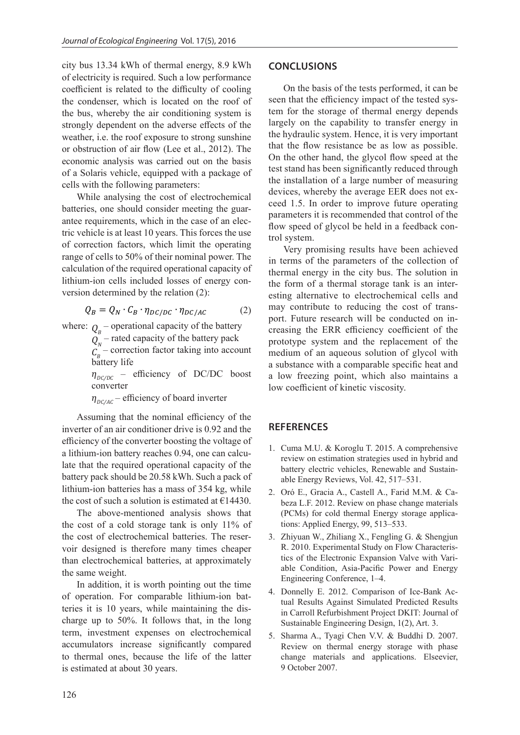city bus 13.34 kWh of thermal energy, 8.9 kWh of electricity is required. Such a low performance coefficient is related to the difficulty of cooling the condenser, which is located on the roof of the bus, whereby the air conditioning system is strongly dependent on the adverse effects of the weather, i.e. the roof exposure to strong sunshine or obstruction of air flow (Lee et al., 2012). The economic analysis was carried out on the basis of a Solaris vehicle, equipped with a package of cells with the following parameters:

While analysing the cost of electrochemical batteries, one should consider meeting the guarantee requirements, which in the case of an electric vehicle is at least 10 years. This forces the use of correction factors, which limit the operating range of cells to 50% of their nominal power. The calculation of the required operational capacity of lithium-ion cells included losses of energy conversion determined by the relation (2):

$$Q_B = Q_N \cdot C_B \cdot \eta_{DC/DC} \cdot \eta_{DC/AC} \tag{2}$$

where: $Q_B$ – operational capacity of the battery
$Q_N$ – rated capacity of the battery pack
$C_B$ – correction factor taking into account battery life
$\eta_{DC/DC}$ – efficiency of DC/DC boost converter
$\eta_{DC/AC}$ – efficiency of board inverter

Assuming that the nominal efficiency of the inverter of an air conditioner drive is 0.92 and the efficiency of the converter boosting the voltage of a lithium-ion battery reaches 0.94, one can calculate that the required operational capacity of the battery pack should be 20.58 kWh. Such a pack of lithium-ion batteries has a mass of 354 kg, while the cost of such a solution is estimated at €14430.

The above-mentioned analysis shows that the cost of a cold storage tank is only 11% of the cost of electrochemical batteries. The reservoir designed is therefore many times cheaper than electrochemical batteries, at approximately the same weight.

In addition, it is worth pointing out the time of operation. For comparable lithium-ion batteries it is 10 years, while maintaining the discharge up to 50%. It follows that, in the long term, investment expenses on electrochemical accumulators increase significantly compared to thermal ones, because the life of the latter is estimated at about 30 years.

## CONCLUSIONS

On the basis of the tests performed, it can be seen that the efficiency impact of the tested system for the storage of thermal energy depends largely on the capability to transfer energy in the hydraulic system. Hence, it is very important that the flow resistance be as low as possible. On the other hand, the glycol flow speed at the test stand has been significantly reduced through the installation of a large number of measuring devices, whereby the average EER does not exceed 1.5. In order to improve future operating parameters it is recommended that control of the flow speed of glycol be held in a feedback control system.

Very promising results have been achieved in terms of the parameters of the collection of thermal energy in the city bus. The solution in the form of a thermal storage tank is an interesting alternative to electrochemical cells and may contribute to reducing the cost of transport. Future research will be conducted on increasing the ERR efficiency coefficient of the prototype system and the replacement of the medium of an aqueous solution of glycol with a substance with a comparable specific heat and a low freezing point, which also maintains a low coefficient of kinetic viscosity.

## REFERENCES

1. Cuma M.U. & Koroglu T. 2015. A comprehensive review on estimation strategies used in hybrid and battery electric vehicles, Renewable and Sustainable Energy Reviews, Vol. 42, 517–531.
2. Oró E., Gracia A., Castell A., Farid M.M. & Cabeza L.F. 2012. Review on phase change materials (PCMs) for cold thermal Energy storage applications: Applied Energy, 99, 513–533.
3. Zhiyuan W., Zhiliang X., Fengling G. & Shengjun R. 2010. Experimental Study on Flow Characteristics of the Electronic Expansion Valve with Variable Condition, Asia-Pacific Power and Energy Engineering Conference, 1–4.
4. Donnelly E. 2012. Comparison of Ice-Bank Actual Results Against Simulated Predicted Results in Carroll Refurbishment Project DKIT: Journal of Sustainable Engineering Design, 1(2), Art. 3.
5. Sharma A., Tyagi Chen V.V. & Buddhi D. 2007. Review on thermal energy storage with phase change materials and applications. Elseevier, 9 October 2007.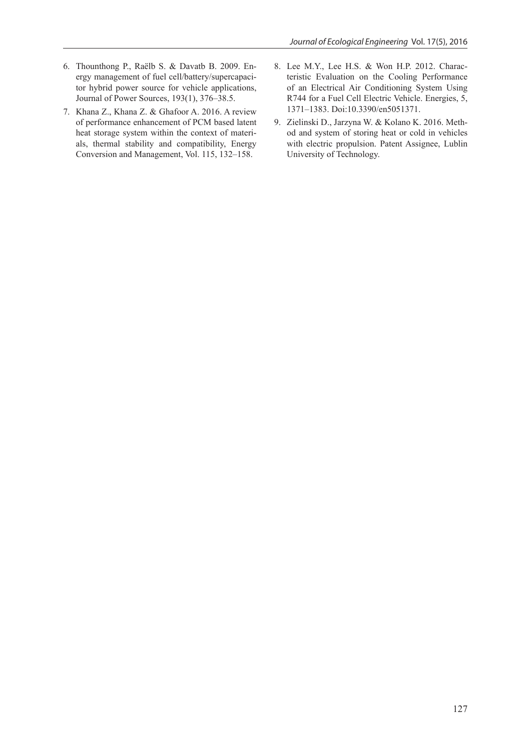6. Thounthong P., Raëlb S. & Davatb B. 2009. Energy management of fuel cell/battery/supercapacitor hybrid power source for vehicle applications, Journal of Power Sources, 193(1), 376–38.5.
7. Khana Z., Khana Z. & Ghafoor A. 2016. A review of performance enhancement of PCM based latent heat storage system within the context of materials, thermal stability and compatibility, Energy Conversion and Management, Vol. 115, 132–158.
8. Lee M.Y., Lee H.S. & Won H.P. 2012. Characteristic Evaluation on the Cooling Performance of an Electrical Air Conditioning System Using R744 for a Fuel Cell Electric Vehicle. Energies, 5, 1371–1383. Doi:10.3390/en5051371.
9. Zielinski D., Jarzyna W. & Kolano K. 2016. Method and system of storing heat or cold in vehicles with electric propulsion. Patent Assignee, Lublin University of Technology.